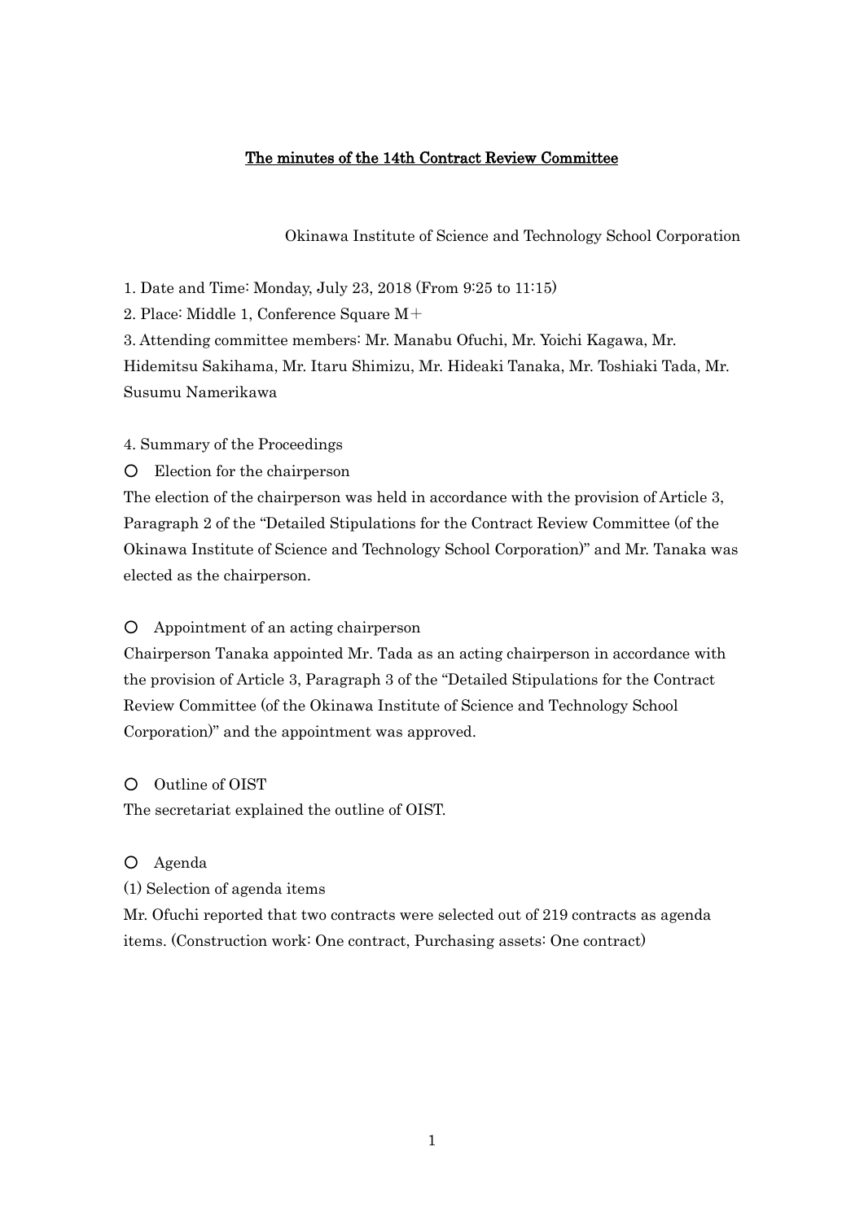# The minutes of the 14th Contract Review Committee

Okinawa Institute of Science and Technology School Corporation

1. Date and Time: Monday, July 23, 2018 (From 9:25 to 11:15)
2. Place: Middle 1, Conference Square M＋
3. Attending committee members: Mr. Manabu Ofuchi, Mr. Yoichi Kagawa, Mr. Hidemitsu Sakihama, Mr. Itaru Shimizu, Mr. Hideaki Tanaka, Mr. Toshiaki Tada, Mr. Susumu Namerikawa

4. Summary of the Proceedings

○ Election for the chairperson

The election of the chairperson was held in accordance with the provision of Article 3, Paragraph 2 of the "Detailed Stipulations for the Contract Review Committee (of the Okinawa Institute of Science and Technology School Corporation)" and Mr. Tanaka was elected as the chairperson.

○ Appointment of an acting chairperson

Chairperson Tanaka appointed Mr. Tada as an acting chairperson in accordance with the provision of Article 3, Paragraph 3 of the "Detailed Stipulations for the Contract Review Committee (of the Okinawa Institute of Science and Technology School Corporation)" and the appointment was approved.

○ Outline of OIST

The secretariat explained the outline of OIST.

○ Agenda

(1) Selection of agenda items

Mr. Ofuchi reported that two contracts were selected out of 219 contracts as agenda items. (Construction work: One contract, Purchasing assets: One contract)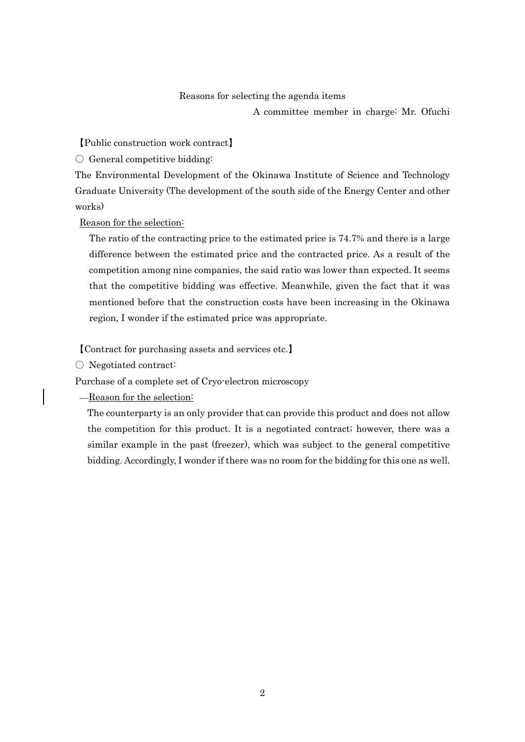Reasons for selecting the agenda items

A committee member in charge: Mr. Ofuchi

【Public construction work contract】

○ General competitive bidding:

The Environmental Development of the Okinawa Institute of Science and Technology Graduate University (The development of the south side of the Energy Center and other works)

<u>Reason for the selection:</u>

The ratio of the contracting price to the estimated price is 74.7% and there is a large difference between the estimated price and the contracted price. As a result of the competition among nine companies, the said ratio was lower than expected. It seems that the competitive bidding was effective. Meanwhile, given the fact that it was mentioned before that the construction costs have been increasing in the Okinawa region, I wonder if the estimated price was appropriate.

【Contract for purchasing assets and services etc.】

○ Negotiated contract:

Purchase of a complete set of Cryo-electron microscopy

<u>Reason for the selection:</u>

The counterparty is an only provider that can provide this product and does not allow the competition for this product. It is a negotiated contract; however, there was a similar example in the past (freezer), which was subject to the general competitive bidding. Accordingly, I wonder if there was no room for the bidding for this one as well.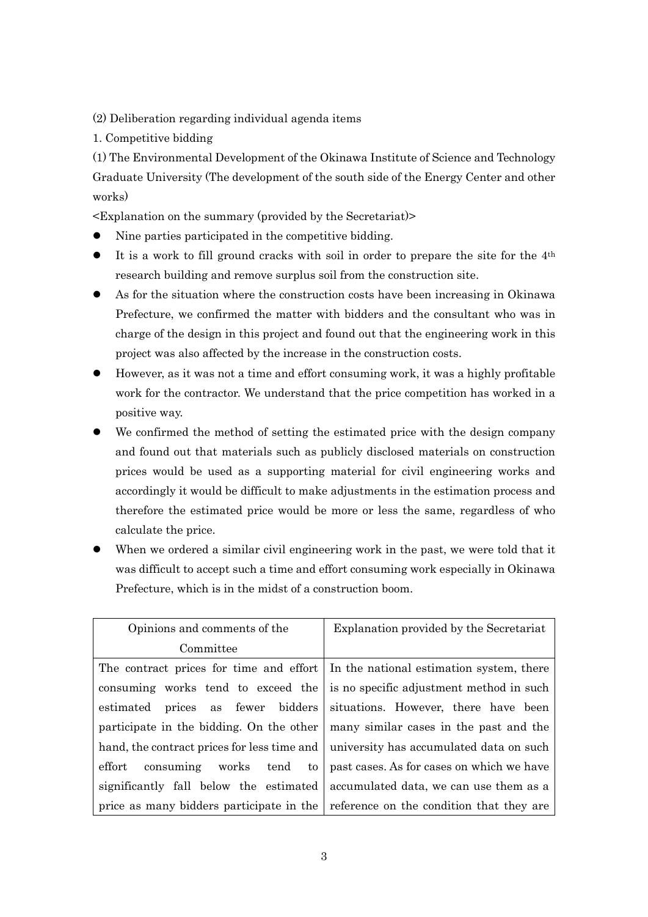(2) Deliberation regarding individual agenda items

1. Competitive bidding

(1) The Environmental Development of the Okinawa Institute of Science and Technology Graduate University (The development of the south side of the Energy Center and other works)

<Explanation on the summary (provided by the Secretariat)>

- Nine parties participated in the competitive bidding.
- It is a work to fill ground cracks with soil in order to prepare the site for the 4th research building and remove surplus soil from the construction site.
- As for the situation where the construction costs have been increasing in Okinawa Prefecture, we confirmed the matter with bidders and the consultant who was in charge of the design in this project and found out that the engineering work in this project was also affected by the increase in the construction costs.
- However, as it was not a time and effort consuming work, it was a highly profitable work for the contractor. We understand that the price competition has worked in a positive way.
- We confirmed the method of setting the estimated price with the design company and found out that materials such as publicly disclosed materials on construction prices would be used as a supporting material for civil engineering works and accordingly it would be difficult to make adjustments in the estimation process and therefore the estimated price would be more or less the same, regardless of who calculate the price.
- When we ordered a similar civil engineering work in the past, we were told that it was difficult to accept such a time and effort consuming work especially in Okinawa Prefecture, which is in the midst of a construction boom.

| Opinions and comments of the Committee | Explanation provided by the Secretariat |
|---|---|
| The contract prices for time and effort consuming works tend to exceed the estimated prices as fewer bidders participate in the bidding. On the other hand, the contract prices for less time and effort consuming works tend to significantly fall below the estimated price as many bidders participate in the | In the national estimation system, there is no specific adjustment method in such situations. However, there have been many similar cases in the past and the university has accumulated data on such past cases. As for cases on which we have accumulated data, we can use them as a reference on the condition that they are |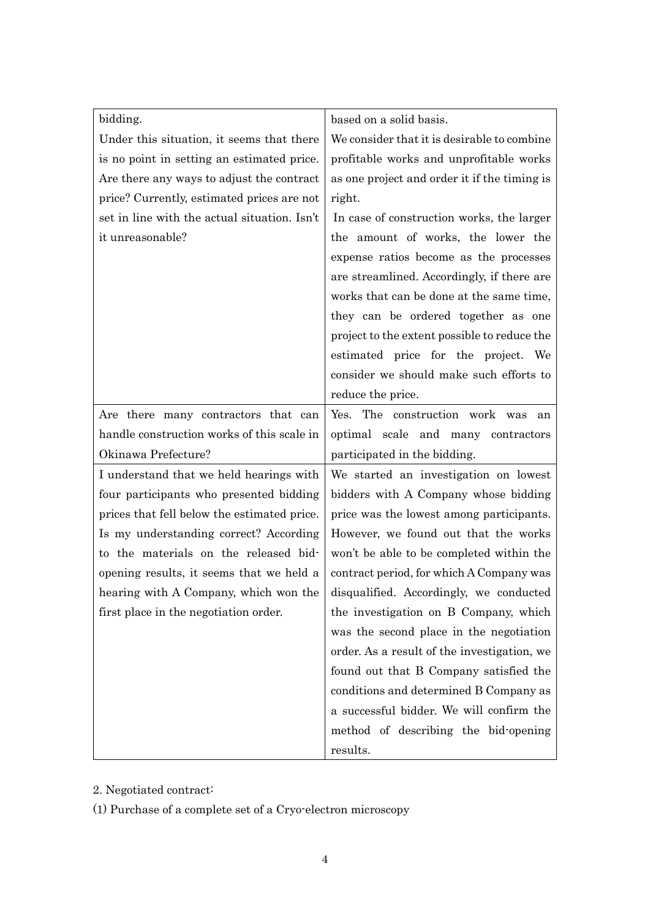| | |
|---|---|
| bidding.<br>Under this situation, it seems that there is no point in setting an estimated price. Are there any ways to adjust the contract price? Currently, estimated prices are not set in line with the actual situation. Isn't it unreasonable? | based on a solid basis.<br>We consider that it is desirable to combine profitable works and unprofitable works as one project and order it if the timing is right.<br>In case of construction works, the larger the amount of works, the lower the expense ratios become as the processes are streamlined. Accordingly, if there are works that can be done at the same time, they can be ordered together as one project to the extent possible to reduce the estimated price for the project. We consider we should make such efforts to reduce the price. |
| Are there many contractors that can handle construction works of this scale in Okinawa Prefecture? | Yes. The construction work was an optimal scale and many contractors participated in the bidding. |
| I understand that we held hearings with four participants who presented bidding prices that fell below the estimated price. Is my understanding correct? According to the materials on the released bid-opening results, it seems that we held a hearing with A Company, which won the first place in the negotiation order. | We started an investigation on lowest bidders with A Company whose bidding price was the lowest among participants. However, we found out that the works won't be able to be completed within the contract period, for which A Company was disqualified. Accordingly, we conducted the investigation on B Company, which was the second place in the negotiation order. As a result of the investigation, we found out that B Company satisfied the conditions and determined B Company as a successful bidder. We will confirm the method of describing the bid-opening results. |

2. Negotiated contract:

(1) Purchase of a complete set of a Cryo-electron microscopy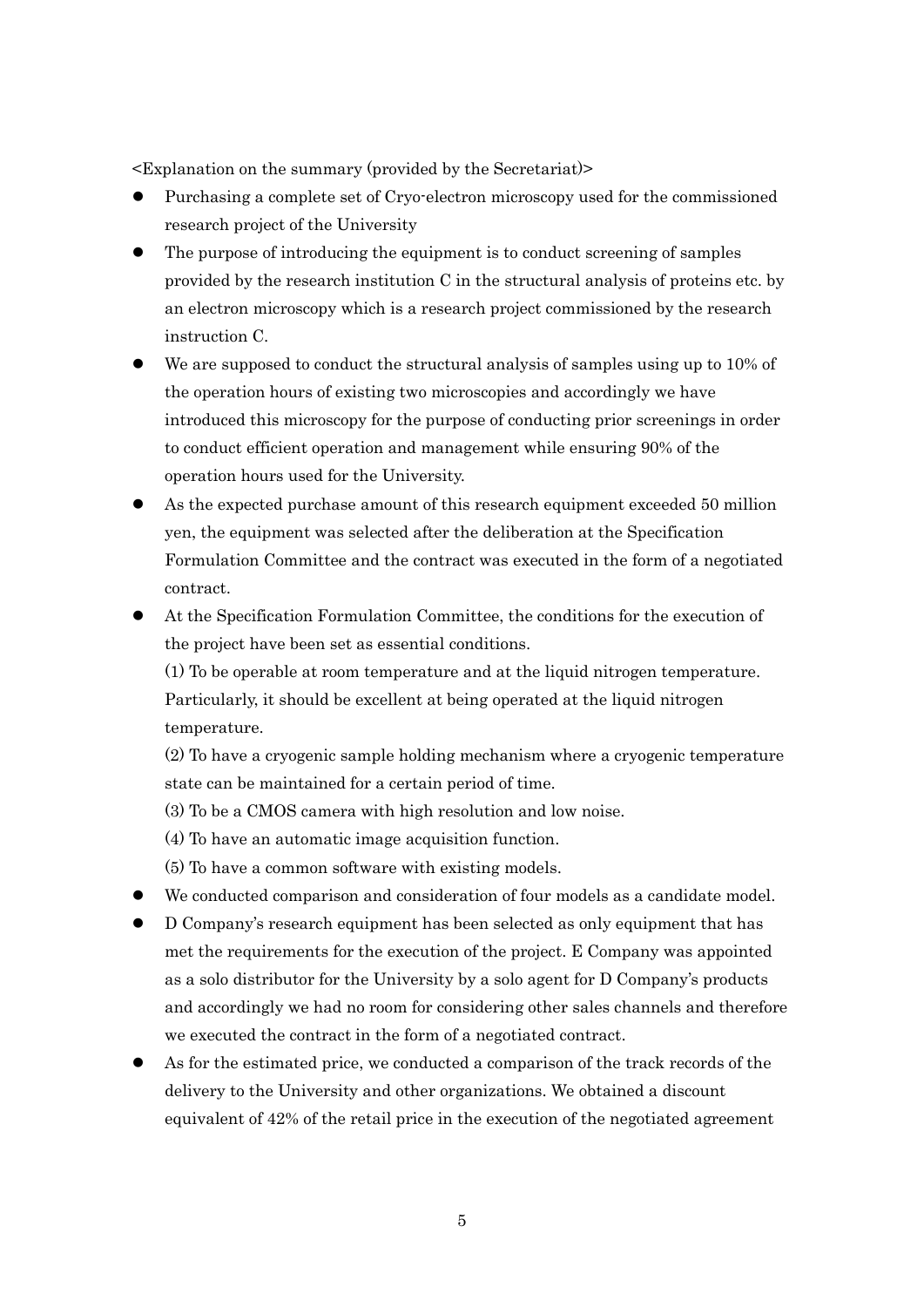<Explanation on the summary (provided by the Secretariat)>

- Purchasing a complete set of Cryo-electron microscopy used for the commissioned research project of the University
- The purpose of introducing the equipment is to conduct screening of samples provided by the research institution C in the structural analysis of proteins etc. by an electron microscopy which is a research project commissioned by the research instruction C.
- We are supposed to conduct the structural analysis of samples using up to 10% of the operation hours of existing two microscopies and accordingly we have introduced this microscopy for the purpose of conducting prior screenings in order to conduct efficient operation and management while ensuring 90% of the operation hours used for the University.
- As the expected purchase amount of this research equipment exceeded 50 million yen, the equipment was selected after the deliberation at the Specification Formulation Committee and the contract was executed in the form of a negotiated contract.
- At the Specification Formulation Committee, the conditions for the execution of the project have been set as essential conditions.

  (1) To be operable at room temperature and at the liquid nitrogen temperature. Particularly, it should be excellent at being operated at the liquid nitrogen temperature.

  (2) To have a cryogenic sample holding mechanism where a cryogenic temperature state can be maintained for a certain period of time.

  (3) To be a CMOS camera with high resolution and low noise.

  (4) To have an automatic image acquisition function.

  (5) To have a common software with existing models.
- We conducted comparison and consideration of four models as a candidate model.
- D Company's research equipment has been selected as only equipment that has met the requirements for the execution of the project. E Company was appointed as a solo distributor for the University by a solo agent for D Company's products and accordingly we had no room for considering other sales channels and therefore we executed the contract in the form of a negotiated contract.
- As for the estimated price, we conducted a comparison of the track records of the delivery to the University and other organizations. We obtained a discount equivalent of 42% of the retail price in the execution of the negotiated agreement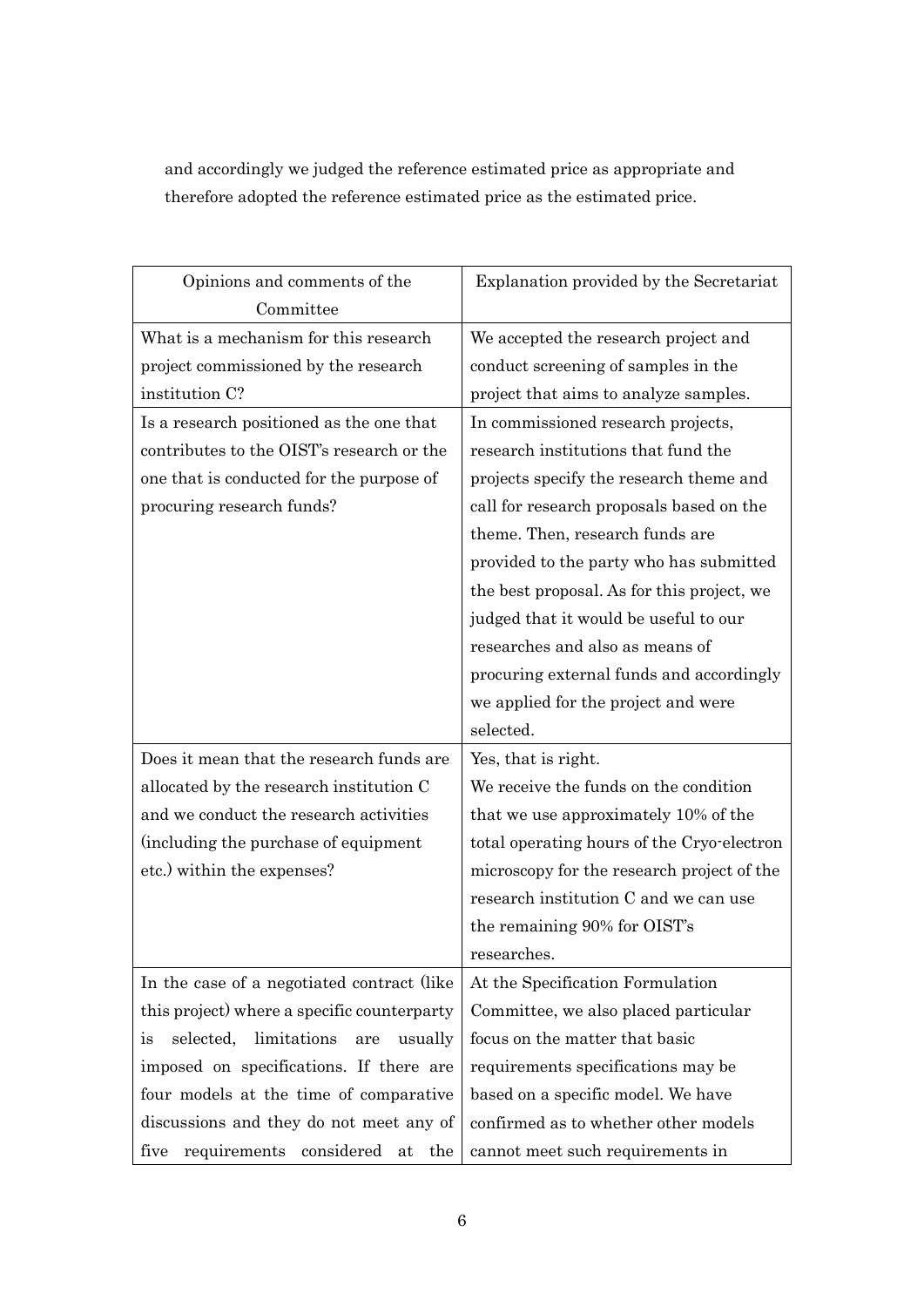and accordingly we judged the reference estimated price as appropriate and therefore adopted the reference estimated price as the estimated price.

| Opinions and comments of the Committee | Explanation provided by the Secretariat |
|---|---|
| What is a mechanism for this research project commissioned by the research institution C? | We accepted the research project and conduct screening of samples in the project that aims to analyze samples. |
| Is a research positioned as the one that contributes to the OIST's research or the one that is conducted for the purpose of procuring research funds? | In commissioned research projects, research institutions that fund the projects specify the research theme and call for research proposals based on the theme. Then, research funds are provided to the party who has submitted the best proposal. As for this project, we judged that it would be useful to our researches and also as means of procuring external funds and accordingly we applied for the project and were selected. |
| Does it mean that the research funds are allocated by the research institution C and we conduct the research activities (including the purchase of equipment etc.) within the expenses? | Yes, that is right. We receive the funds on the condition that we use approximately 10% of the total operating hours of the Cryo-electron microscopy for the research project of the research institution C and we can use the remaining 90% for OIST's researches. |
| In the case of a negotiated contract (like this project) where a specific counterparty is selected, limitations are usually imposed on specifications. If there are four models at the time of comparative discussions and they do not meet any of five requirements considered at the | At the Specification Formulation Committee, we also placed particular focus on the matter that basic requirements specifications may be based on a specific model. We have confirmed as to whether other models cannot meet such requirements in |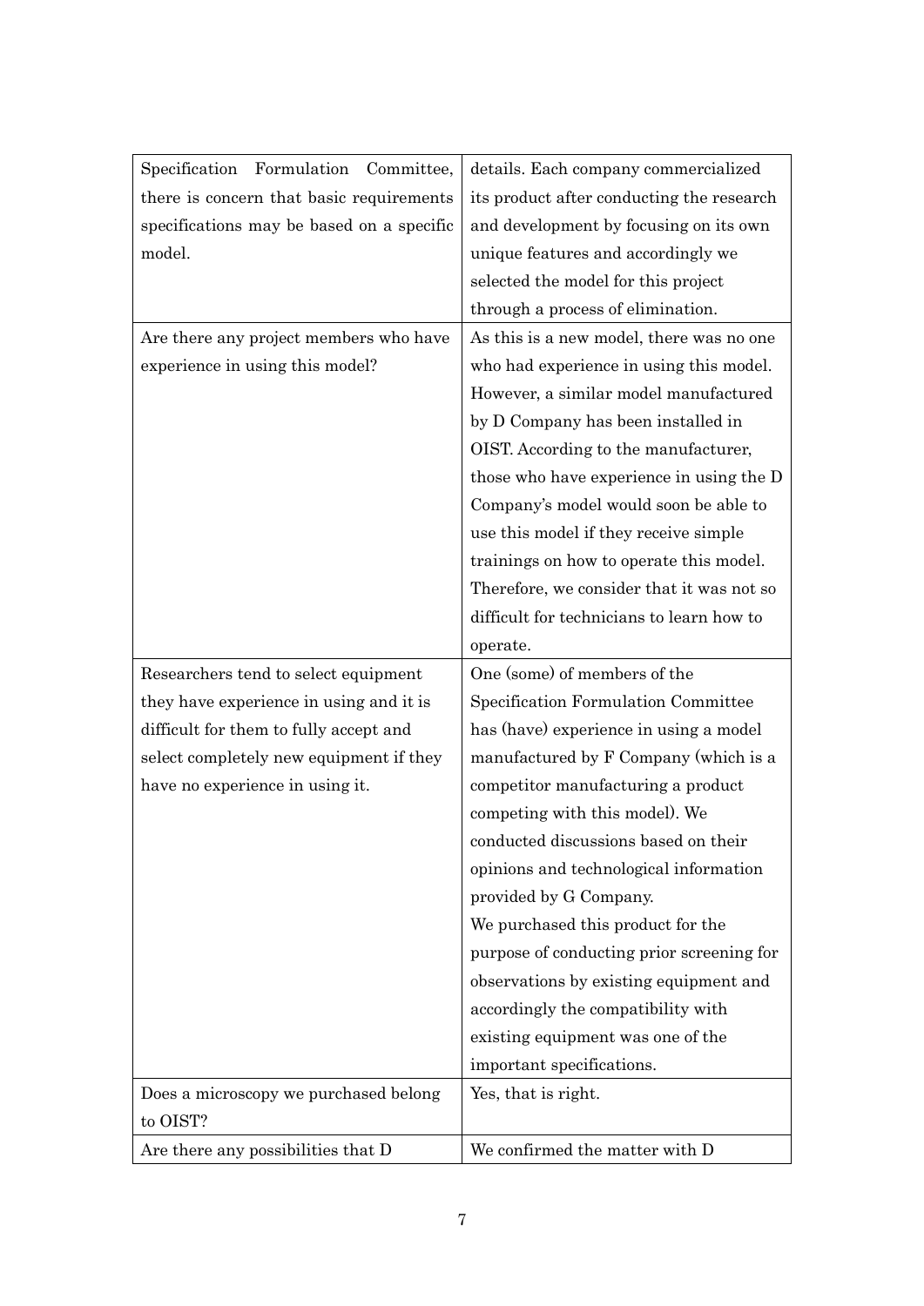| | |
|---|---|
| Specification Formulation Committee, there is concern that basic requirements specifications may be based on a specific model. | details. Each company commercialized its product after conducting the research and development by focusing on its own unique features and accordingly we selected the model for this project through a process of elimination. |
| Are there any project members who have experience in using this model? | As this is a new model, there was no one who had experience in using this model. However, a similar model manufactured by D Company has been installed in OIST. According to the manufacturer, those who have experience in using the D Company's model would soon be able to use this model if they receive simple trainings on how to operate this model. Therefore, we consider that it was not so difficult for technicians to learn how to operate. |
| Researchers tend to select equipment they have experience in using and it is difficult for them to fully accept and select completely new equipment if they have no experience in using it. | One (some) of members of the Specification Formulation Committee has (have) experience in using a model manufactured by F Company (which is a competitor manufacturing a product competing with this model). We conducted discussions based on their opinions and technological information provided by G Company.<br>We purchased this product for the purpose of conducting prior screening for observations by existing equipment and accordingly the compatibility with existing equipment was one of the important specifications. |
| Does a microscopy we purchased belong to OIST? | Yes, that is right. |
| Are there any possibilities that D | We confirmed the matter with D |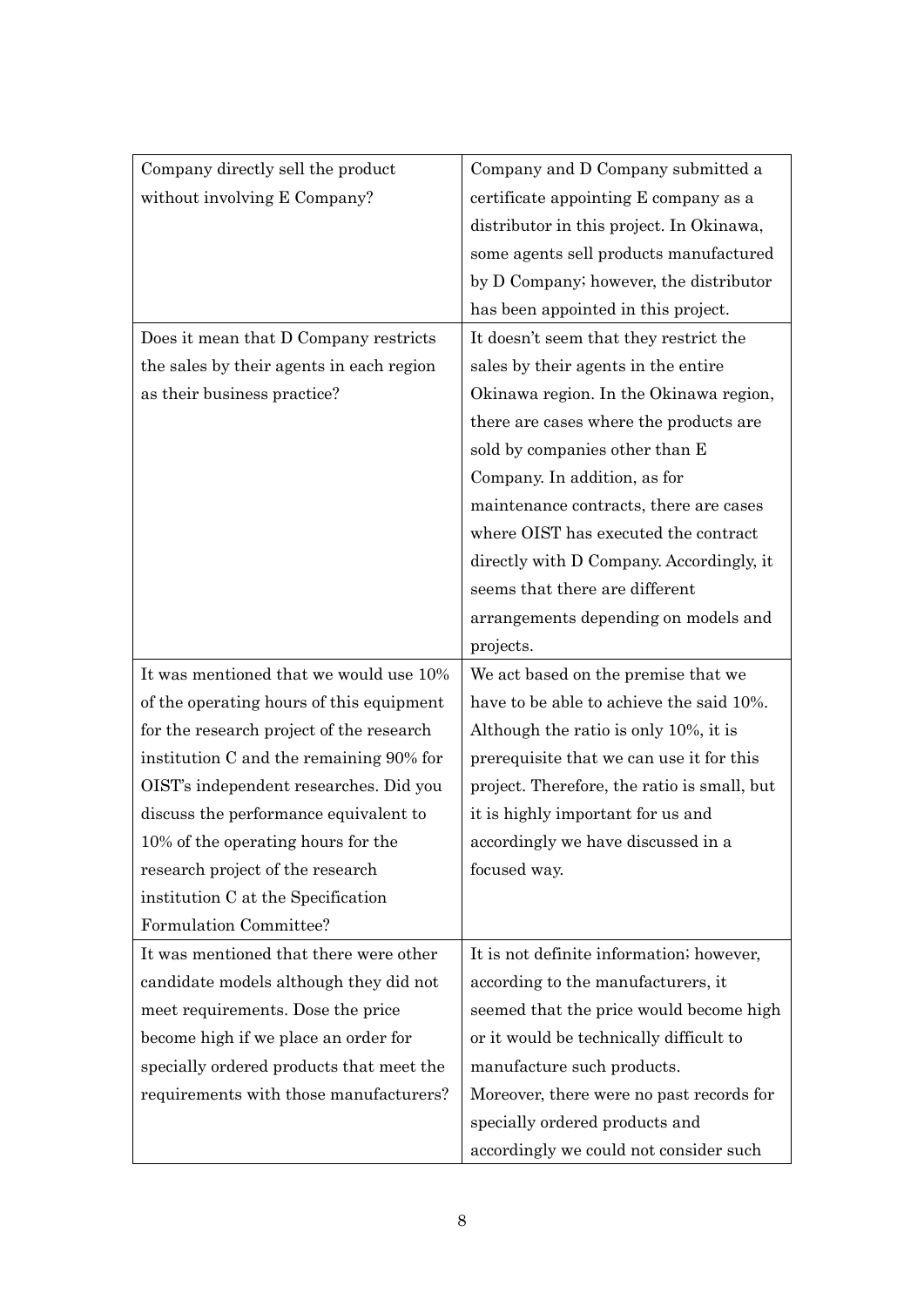| | |
|---|---|
| Company directly sell the product without involving E Company? | Company and D Company submitted a certificate appointing E company as a distributor in this project. In Okinawa, some agents sell products manufactured by D Company; however, the distributor has been appointed in this project. |
| Does it mean that D Company restricts the sales by their agents in each region as their business practice? | It doesn't seem that they restrict the sales by their agents in the entire Okinawa region. In the Okinawa region, there are cases where the products are sold by companies other than E Company. In addition, as for maintenance contracts, there are cases where OIST has executed the contract directly with D Company. Accordingly, it seems that there are different arrangements depending on models and projects. |
| It was mentioned that we would use 10% of the operating hours of this equipment for the research project of the research institution C and the remaining 90% for OIST's independent researches. Did you discuss the performance equivalent to 10% of the operating hours for the research project of the research institution C at the Specification Formulation Committee? | We act based on the premise that we have to be able to achieve the said 10%. Although the ratio is only 10%, it is prerequisite that we can use it for this project. Therefore, the ratio is small, but it is highly important for us and accordingly we have discussed in a focused way. |
| It was mentioned that there were other candidate models although they did not meet requirements. Dose the price become high if we place an order for specially ordered products that meet the requirements with those manufacturers? | It is not definite information; however, according to the manufacturers, it seemed that the price would become high or it would be technically difficult to manufacture such products.<br>Moreover, there were no past records for specially ordered products and accordingly we could not consider such |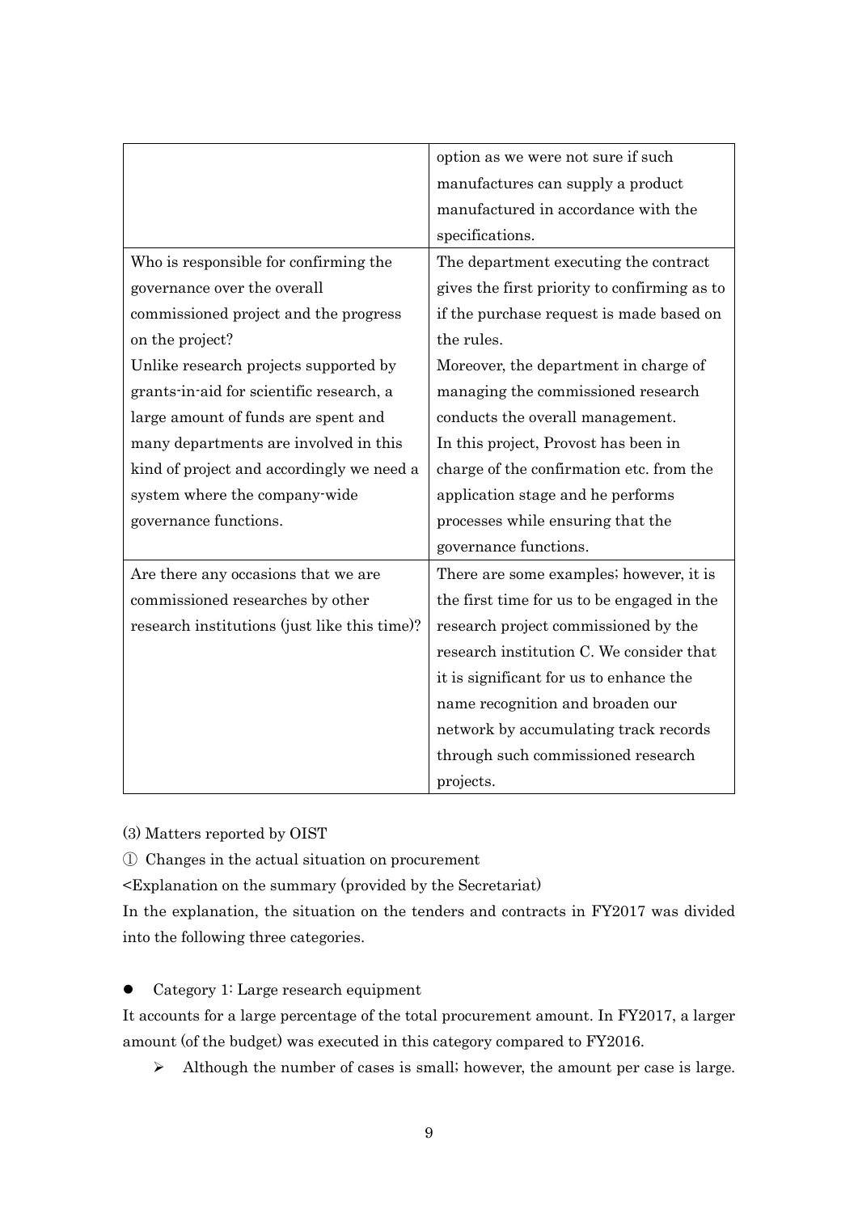| | |
|---|---|
| | option as we were not sure if such manufactures can supply a product manufactured in accordance with the specifications. |
| Who is responsible for confirming the governance over the overall commissioned project and the progress on the project?<br>Unlike research projects supported by grants-in-aid for scientific research, a large amount of funds are spent and many departments are involved in this kind of project and accordingly we need a system where the company-wide governance functions. | The department executing the contract gives the first priority to confirming as to if the purchase request is made based on the rules.<br>Moreover, the department in charge of managing the commissioned research conducts the overall management.<br>In this project, Provost has been in charge of the confirmation etc. from the application stage and he performs processes while ensuring that the governance functions. |
| Are there any occasions that we are commissioned researches by other research institutions (just like this time)? | There are some examples; however, it is the first time for us to be engaged in the research project commissioned by the research institution C. We consider that it is significant for us to enhance the name recognition and broaden our network by accumulating track records through such commissioned research projects. |

(3) Matters reported by OIST

① Changes in the actual situation on procurement

<Explanation on the summary (provided by the Secretariat)

In the explanation, the situation on the tenders and contracts in FY2017 was divided into the following three categories.

- Category 1: Large research equipment

It accounts for a large percentage of the total procurement amount. In FY2017, a larger amount (of the budget) was executed in this category compared to FY2016.

- Although the number of cases is small; however, the amount per case is large.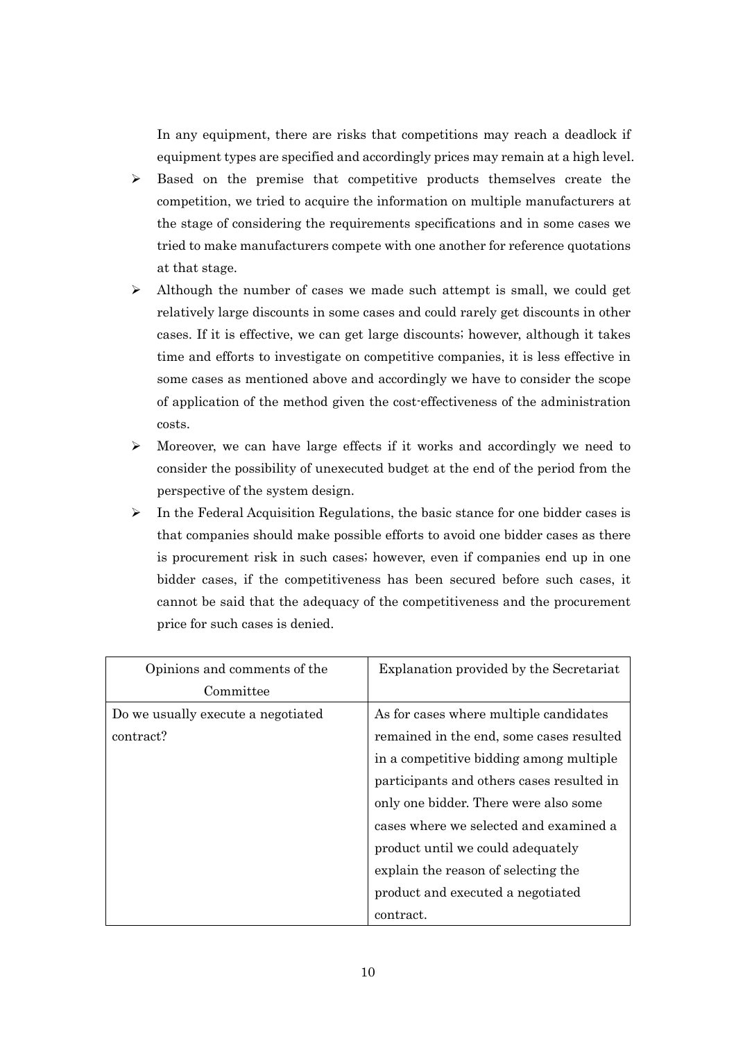In any equipment, there are risks that competitions may reach a deadlock if equipment types are specified and accordingly prices may remain at a high level.

- Based on the premise that competitive products themselves create the competition, we tried to acquire the information on multiple manufacturers at the stage of considering the requirements specifications and in some cases we tried to make manufacturers compete with one another for reference quotations at that stage.
- Although the number of cases we made such attempt is small, we could get relatively large discounts in some cases and could rarely get discounts in other cases. If it is effective, we can get large discounts; however, although it takes time and efforts to investigate on competitive companies, it is less effective in some cases as mentioned above and accordingly we have to consider the scope of application of the method given the cost-effectiveness of the administration costs.
- Moreover, we can have large effects if it works and accordingly we need to consider the possibility of unexecuted budget at the end of the period from the perspective of the system design.
- In the Federal Acquisition Regulations, the basic stance for one bidder cases is that companies should make possible efforts to avoid one bidder cases as there is procurement risk in such cases; however, even if companies end up in one bidder cases, if the competitiveness has been secured before such cases, it cannot be said that the adequacy of the competitiveness and the procurement price for such cases is denied.

| Opinions and comments of the Committee | Explanation provided by the Secretariat |
|---|---|
| Do we usually execute a negotiated contract? | As for cases where multiple candidates remained in the end, some cases resulted in a competitive bidding among multiple participants and others cases resulted in only one bidder. There were also some cases where we selected and examined a product until we could adequately explain the reason of selecting the product and executed a negotiated contract. |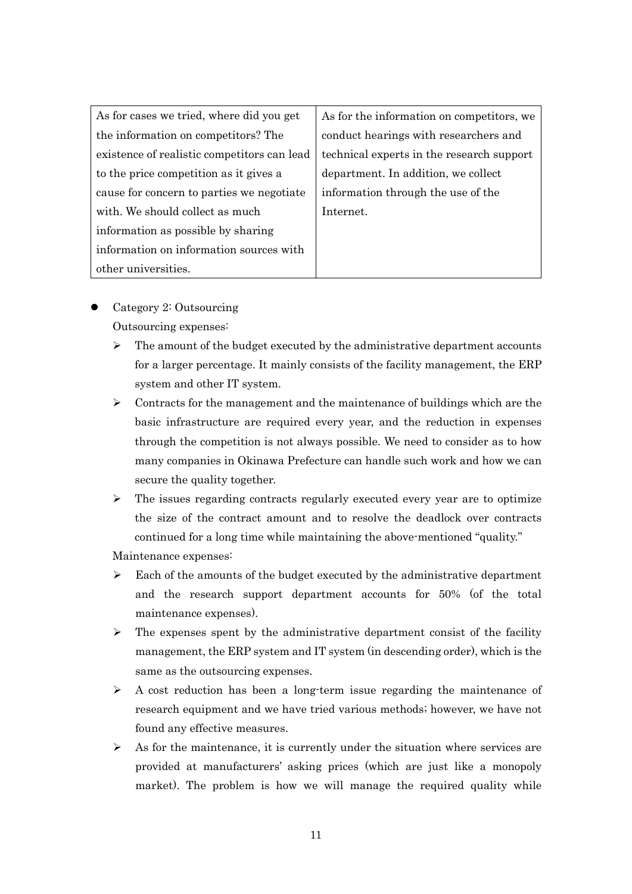| As for cases we tried, where did you get the information on competitors? The existence of realistic competitors can lead to the price competition as it gives a cause for concern to parties we negotiate with. We should collect as much information as possible by sharing information on information sources with other universities. | As for the information on competitors, we conduct hearings with researchers and technical experts in the research support department. In addition, we collect information through the use of the Internet. |
|---|---|

- Category 2: Outsourcing

  Outsourcing expenses:

  - The amount of the budget executed by the administrative department accounts for a larger percentage. It mainly consists of the facility management, the ERP system and other IT system.
  - Contracts for the management and the maintenance of buildings which are the basic infrastructure are required every year, and the reduction in expenses through the competition is not always possible. We need to consider as to how many companies in Okinawa Prefecture can handle such work and how we can secure the quality together.
  - The issues regarding contracts regularly executed every year are to optimize the size of the contract amount and to resolve the deadlock over contracts continued for a long time while maintaining the above-mentioned "quality."

  Maintenance expenses:

  - Each of the amounts of the budget executed by the administrative department and the research support department accounts for 50% (of the total maintenance expenses).
  - The expenses spent by the administrative department consist of the facility management, the ERP system and IT system (in descending order), which is the same as the outsourcing expenses.
  - A cost reduction has been a long-term issue regarding the maintenance of research equipment and we have tried various methods; however, we have not found any effective measures.
  - As for the maintenance, it is currently under the situation where services are provided at manufacturers' asking prices (which are just like a monopoly market). The problem is how we will manage the required quality while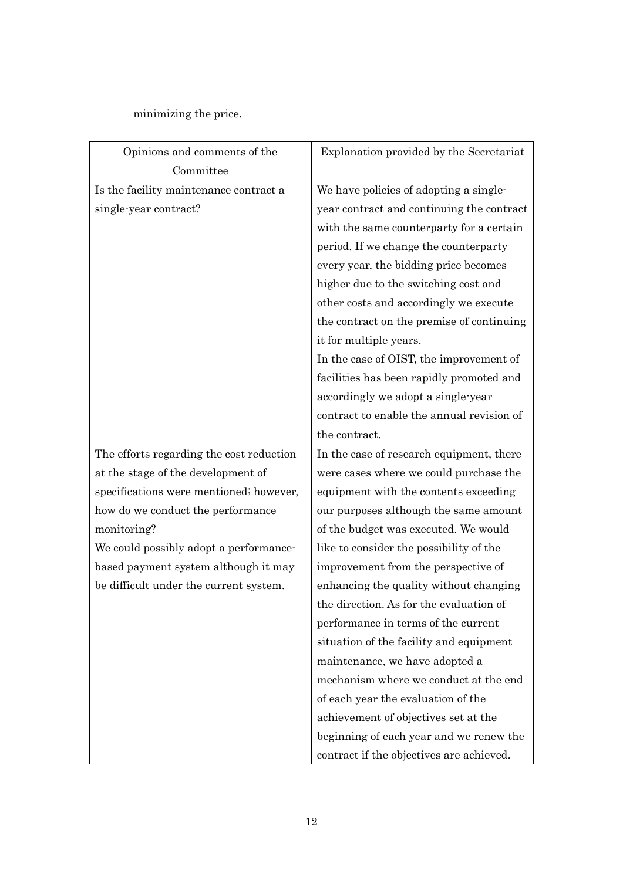minimizing the price.

| Opinions and comments of the Committee | Explanation provided by the Secretariat |
|---|---|
| Is the facility maintenance contract a single-year contract? | We have policies of adopting a single-year contract and continuing the contract with the same counterparty for a certain period. If we change the counterparty every year, the bidding price becomes higher due to the switching cost and other costs and accordingly we execute the contract on the premise of continuing it for multiple years.<br>In the case of OIST, the improvement of facilities has been rapidly promoted and accordingly we adopt a single-year contract to enable the annual revision of the contract. |
| The efforts regarding the cost reduction at the stage of the development of specifications were mentioned; however, how do we conduct the performance monitoring?<br>We could possibly adopt a performance-based payment system although it may be difficult under the current system. | In the case of research equipment, there were cases where we could purchase the equipment with the contents exceeding our purposes although the same amount of the budget was executed. We would like to consider the possibility of the improvement from the perspective of enhancing the quality without changing the direction. As for the evaluation of performance in terms of the current situation of the facility and equipment maintenance, we have adopted a mechanism where we conduct at the end of each year the evaluation of the achievement of objectives set at the beginning of each year and we renew the contract if the objectives are achieved. |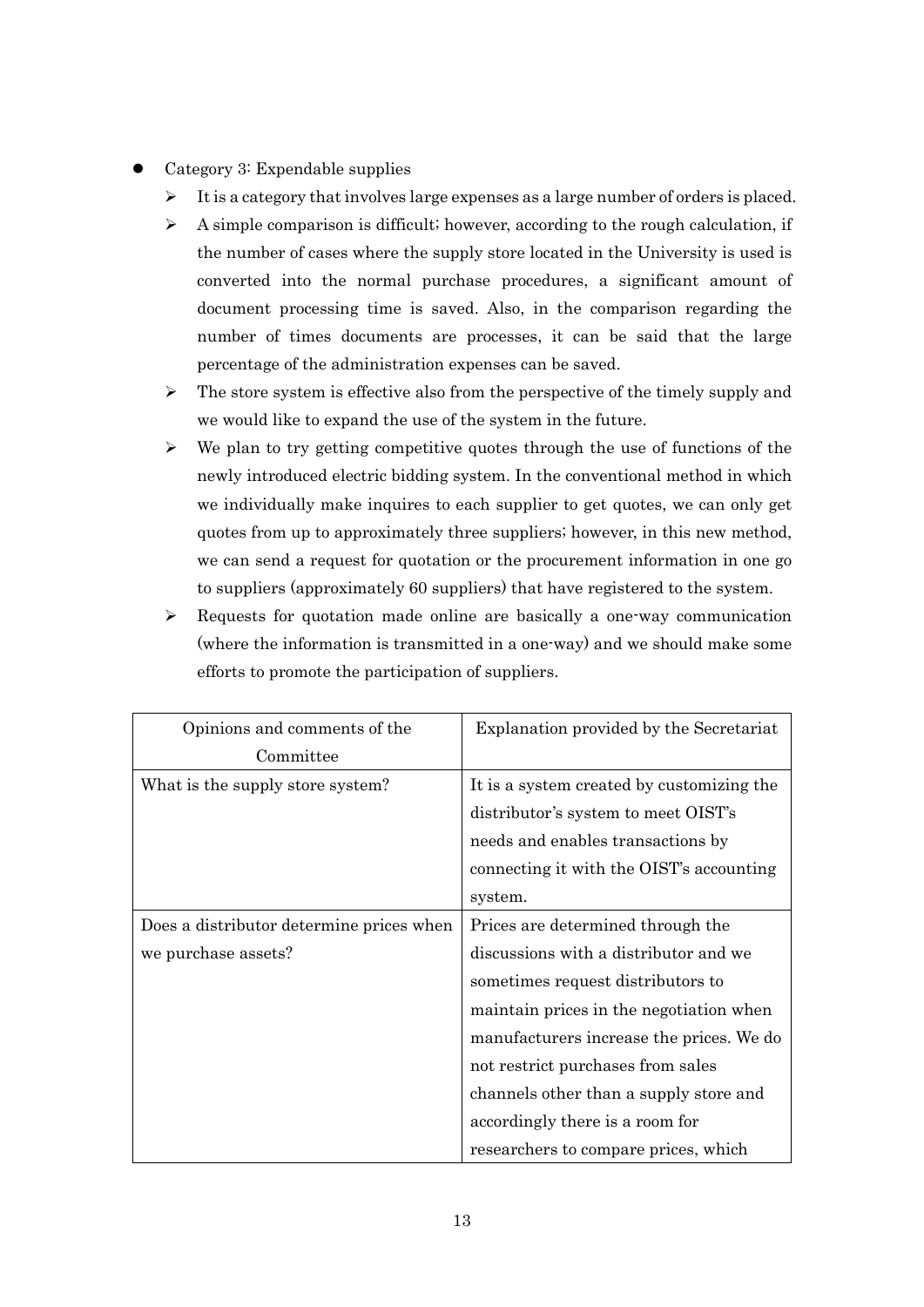- Category 3: Expendable supplies
  - It is a category that involves large expenses as a large number of orders is placed.
  - A simple comparison is difficult; however, according to the rough calculation, if the number of cases where the supply store located in the University is used is converted into the normal purchase procedures, a significant amount of document processing time is saved. Also, in the comparison regarding the number of times documents are processes, it can be said that the large percentage of the administration expenses can be saved.
  - The store system is effective also from the perspective of the timely supply and we would like to expand the use of the system in the future.
  - We plan to try getting competitive quotes through the use of functions of the newly introduced electric bidding system. In the conventional method in which we individually make inquires to each supplier to get quotes, we can only get quotes from up to approximately three suppliers; however, in this new method, we can send a request for quotation or the procurement information in one go to suppliers (approximately 60 suppliers) that have registered to the system.
  - Requests for quotation made online are basically a one-way communication (where the information is transmitted in a one-way) and we should make some efforts to promote the participation of suppliers.

| Opinions and comments of the Committee | Explanation provided by the Secretariat |
|---|---|
| What is the supply store system? | It is a system created by customizing the distributor's system to meet OIST's needs and enables transactions by connecting it with the OIST's accounting system. |
| Does a distributor determine prices when we purchase assets? | Prices are determined through the discussions with a distributor and we sometimes request distributors to maintain prices in the negotiation when manufacturers increase the prices. We do not restrict purchases from sales channels other than a supply store and accordingly there is a room for researchers to compare prices, which |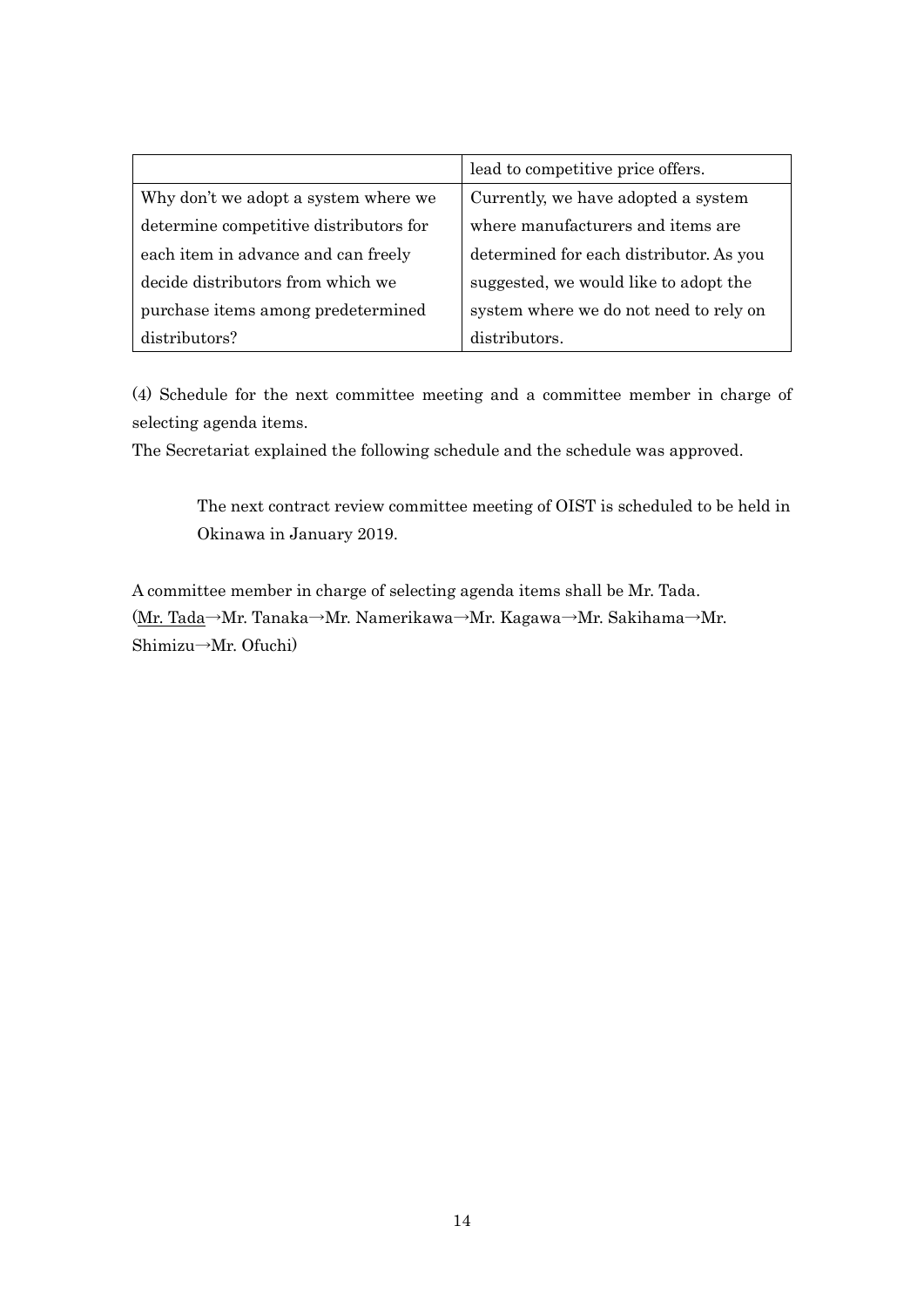| | |
|---|---|
| | lead to competitive price offers. |
| Why don't we adopt a system where we determine competitive distributors for each item in advance and can freely decide distributors from which we purchase items among predetermined distributors? | Currently, we have adopted a system where manufacturers and items are determined for each distributor. As you suggested, we would like to adopt the system where we do not need to rely on distributors. |

(4) Schedule for the next committee meeting and a committee member in charge of selecting agenda items.

The Secretariat explained the following schedule and the schedule was approved.

> The next contract review committee meeting of OIST is scheduled to be held in Okinawa in January 2019.

A committee member in charge of selecting agenda items shall be Mr. Tada.

(Mr. Tada→Mr. Tanaka→Mr. Namerikawa→Mr. Kagawa→Mr. Sakihama→Mr. Shimizu→Mr. Ofuchi)